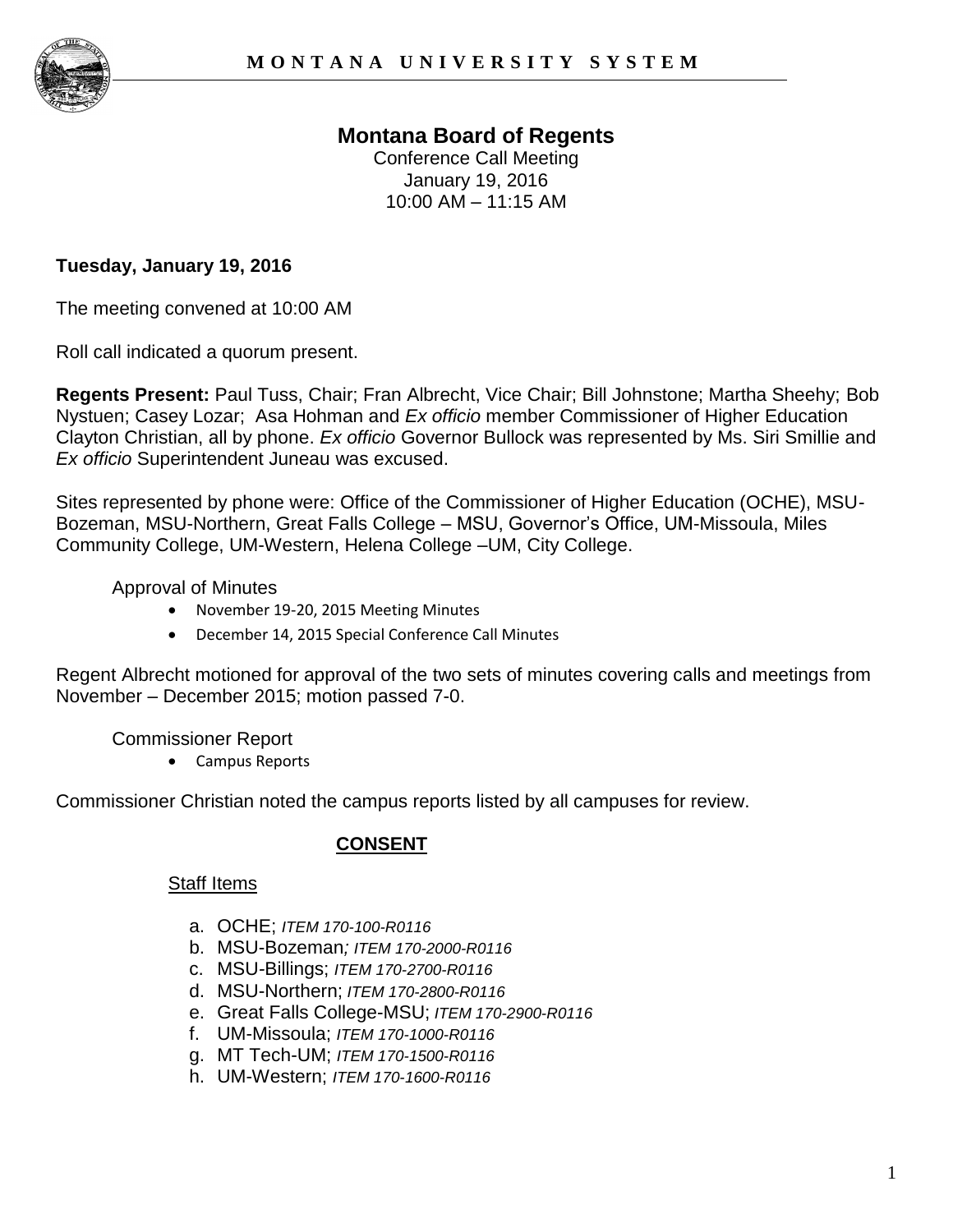MONTANA UNIVERSITY SYSTEM

# Montana Board of Regents

Conference Call Meeting
January 19, 2016
10:00 AM – 11:15 AM

**Tuesday, January 19, 2016**

The meeting convened at 10:00 AM

Roll call indicated a quorum present.

**Regents Present:** Paul Tuss, Chair; Fran Albrecht, Vice Chair; Bill Johnstone; Martha Sheehy; Bob Nystuen; Casey Lozar; Asa Hohman and *Ex officio* member Commissioner of Higher Education Clayton Christian, all by phone. *Ex officio* Governor Bullock was represented by Ms. Siri Smillie and *Ex officio* Superintendent Juneau was excused.

Sites represented by phone were: Office of the Commissioner of Higher Education (OCHE), MSU-Bozeman, MSU-Northern, Great Falls College – MSU, Governor's Office, UM-Missoula, Miles Community College, UM-Western, Helena College –UM, City College.

Approval of Minutes

- November 19-20, 2015 Meeting Minutes
- December 14, 2015 Special Conference Call Minutes

Regent Albrecht motioned for approval of the two sets of minutes covering calls and meetings from November – December 2015; motion passed 7-0.

Commissioner Report

- Campus Reports

Commissioner Christian noted the campus reports listed by all campuses for review.

## CONSENT

Staff Items

a. OCHE; *ITEM 170-100-R0116*
b. MSU-Bozeman*; ITEM 170-2000-R0116*
c. MSU-Billings; *ITEM 170-2700-R0116*
d. MSU-Northern; *ITEM 170-2800-R0116*
e. Great Falls College-MSU; *ITEM 170-2900-R0116*
f. UM-Missoula; *ITEM 170-1000-R0116*
g. MT Tech-UM; *ITEM 170-1500-R0116*
h. UM-Western; *ITEM 170-1600-R0116*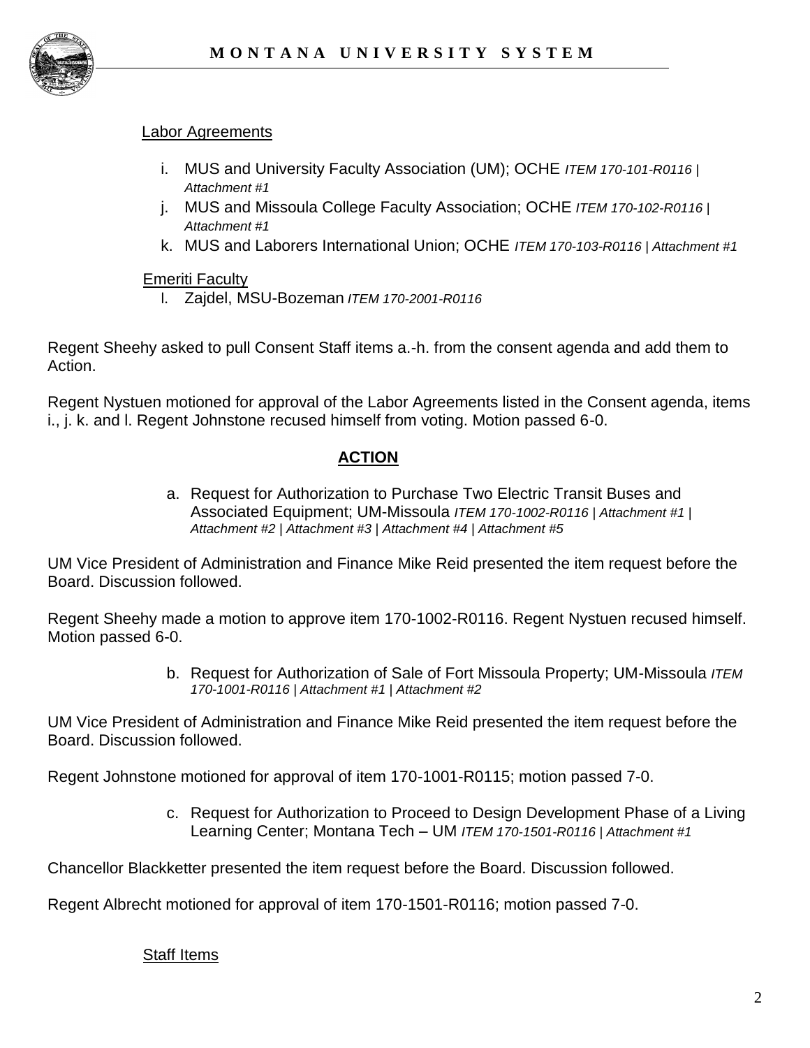Labor Agreements

i. MUS and University Faculty Association (UM); OCHE *ITEM 170-101-R0116 | Attachment #1*
j. MUS and Missoula College Faculty Association; OCHE *ITEM 170-102-R0116 | Attachment #1*
k. MUS and Laborers International Union; OCHE *ITEM 170-103-R0116 | Attachment #1*

Emeriti Faculty

l. Zajdel, MSU-Bozeman *ITEM 170-2001-R0116*

Regent Sheehy asked to pull Consent Staff items a.-h. from the consent agenda and add them to Action.

Regent Nystuen motioned for approval of the Labor Agreements listed in the Consent agenda, items i., j. k. and l. Regent Johnstone recused himself from voting. Motion passed 6-0.

## ACTION

a. Request for Authorization to Purchase Two Electric Transit Buses and Associated Equipment; UM-Missoula *ITEM 170-1002-R0116 | Attachment #1 | Attachment #2 | Attachment #3 | Attachment #4 | Attachment #5*

UM Vice President of Administration and Finance Mike Reid presented the item request before the Board. Discussion followed.

Regent Sheehy made a motion to approve item 170-1002-R0116. Regent Nystuen recused himself. Motion passed 6-0.

b. Request for Authorization of Sale of Fort Missoula Property; UM-Missoula *ITEM 170-1001-R0116 | Attachment #1 | Attachment #2*

UM Vice President of Administration and Finance Mike Reid presented the item request before the Board. Discussion followed.

Regent Johnstone motioned for approval of item 170-1001-R0115; motion passed 7-0.

c. Request for Authorization to Proceed to Design Development Phase of a Living Learning Center; Montana Tech – UM *ITEM 170-1501-R0116 | Attachment #1*

Chancellor Blackketter presented the item request before the Board. Discussion followed.

Regent Albrecht motioned for approval of item 170-1501-R0116; motion passed 7-0.

Staff Items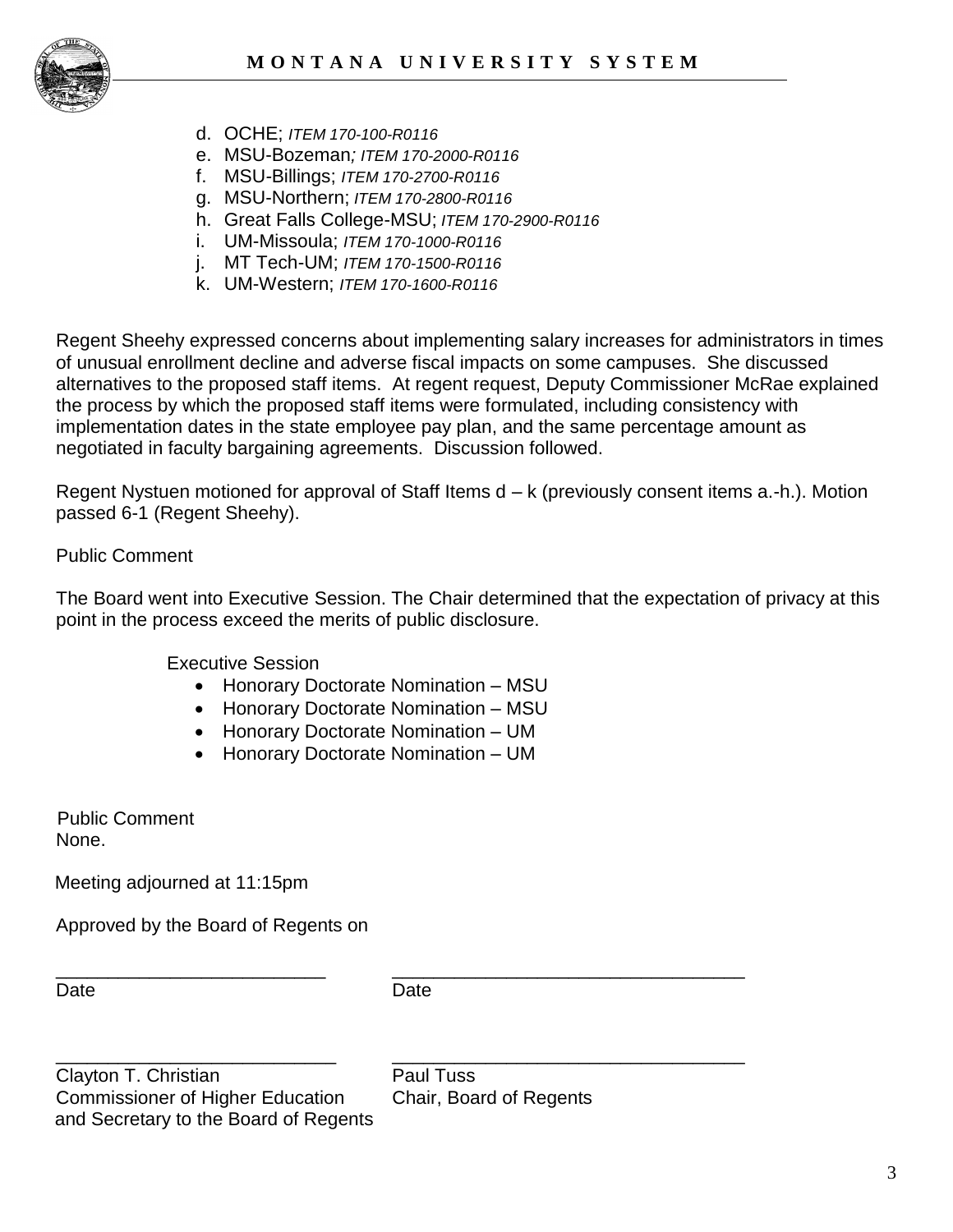d. OCHE; *ITEM 170-100-R0116*
e. MSU-Bozeman*; ITEM 170-2000-R0116*
f. MSU-Billings; *ITEM 170-2700-R0116*
g. MSU-Northern; *ITEM 170-2800-R0116*
h. Great Falls College-MSU; *ITEM 170-2900-R0116*
i. UM-Missoula; *ITEM 170-1000-R0116*
j. MT Tech-UM; *ITEM 170-1500-R0116*
k. UM-Western; *ITEM 170-1600-R0116*

Regent Sheehy expressed concerns about implementing salary increases for administrators in times of unusual enrollment decline and adverse fiscal impacts on some campuses. She discussed alternatives to the proposed staff items. At regent request, Deputy Commissioner McRae explained the process by which the proposed staff items were formulated, including consistency with implementation dates in the state employee pay plan, and the same percentage amount as negotiated in faculty bargaining agreements. Discussion followed.

Regent Nystuen motioned for approval of Staff Items d – k (previously consent items a.-h.). Motion passed 6-1 (Regent Sheehy).

Public Comment

The Board went into Executive Session. The Chair determined that the expectation of privacy at this point in the process exceed the merits of public disclosure.

Executive Session

- Honorary Doctorate Nomination – MSU
- Honorary Doctorate Nomination – MSU
- Honorary Doctorate Nomination – UM
- Honorary Doctorate Nomination – UM

Public Comment
None.

Meeting adjourned at 11:15pm

Approved by the Board of Regents on

\_\_\_\_\_\_\_\_\_\_\_\_\_\_\_\_\_\_\_\_\_\_\_\_\_\_ \_\_\_\_\_\_\_\_\_\_\_\_\_\_\_\_\_\_\_\_\_\_\_\_\_\_\_\_\_\_\_\_\_\_\_
Date Date

\_\_\_\_\_\_\_\_\_\_\_\_\_\_\_\_\_\_\_\_\_\_\_\_\_\_\_\_ \_\_\_\_\_\_\_\_\_\_\_\_\_\_\_\_\_\_\_\_\_\_\_\_\_\_\_\_\_\_\_\_\_\_\_
Clayton T. Christian Paul Tuss
Commissioner of Higher Education Chair, Board of Regents
and Secretary to the Board of Regents